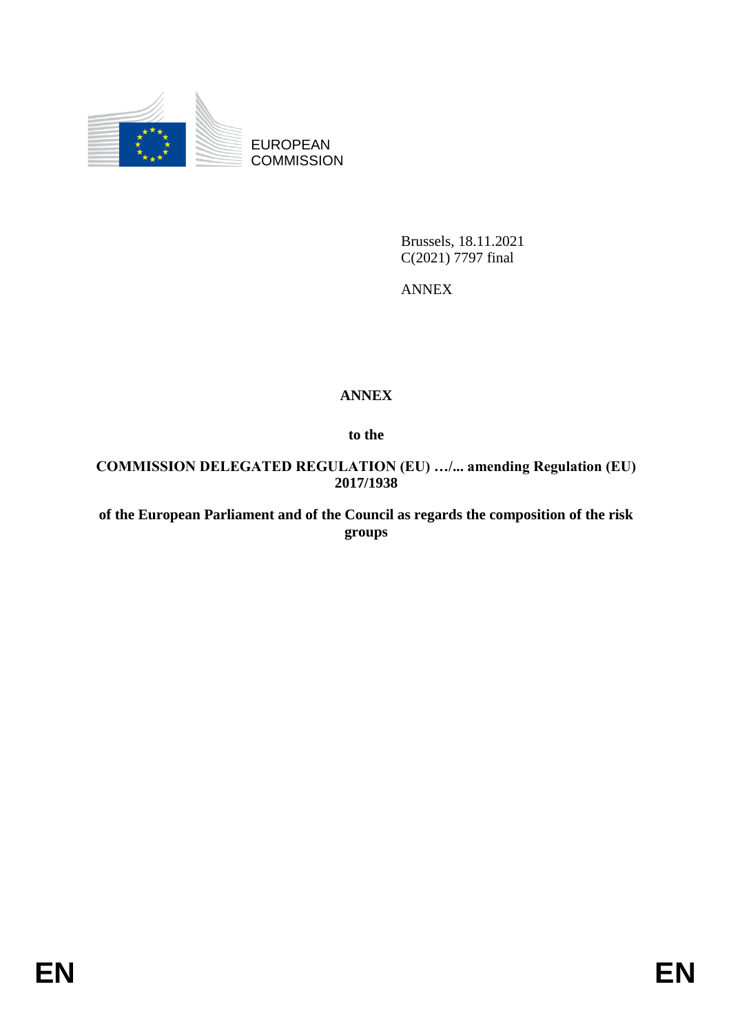EUROPEAN COMMISSION

Brussels, 18.11.2021
C(2021) 7797 final

ANNEX

**ANNEX**

**to the**

**COMMISSION DELEGATED REGULATION (EU) …/... amending Regulation (EU) 2017/1938**

**of the European Parliament and of the Council as regards the composition of the risk groups**

EN EN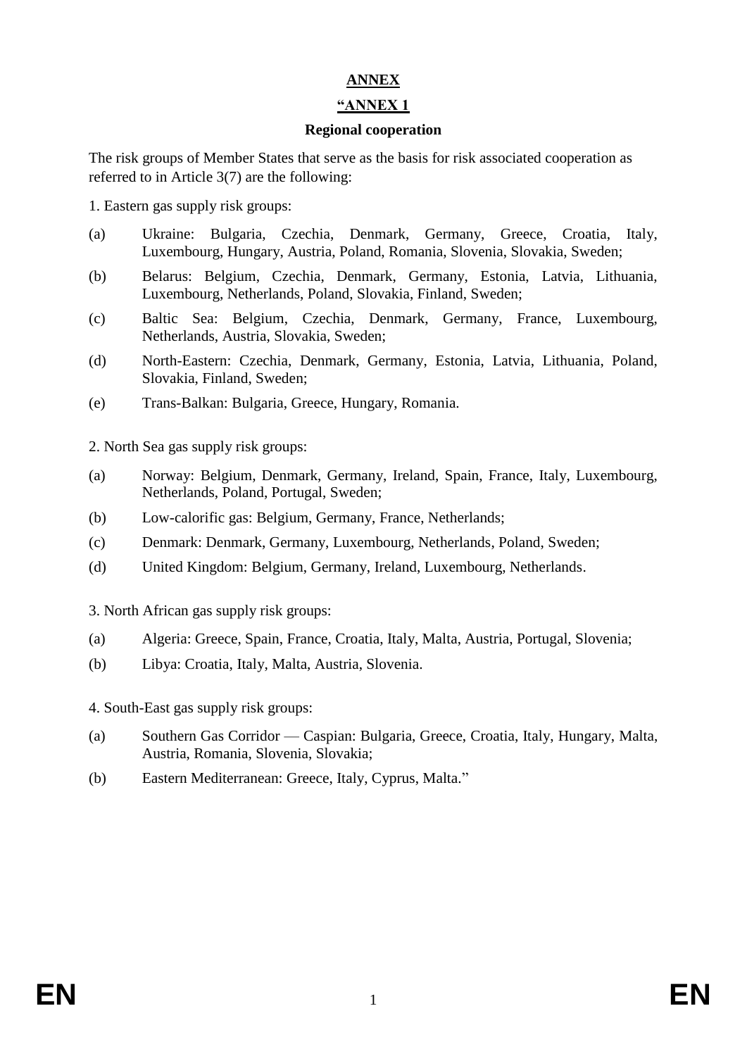**ANNEX**

**"ANNEX 1**

**Regional cooperation**

The risk groups of Member States that serve as the basis for risk associated cooperation as referred to in Article 3(7) are the following:

1. Eastern gas supply risk groups:

(a) Ukraine: Bulgaria, Czechia, Denmark, Germany, Greece, Croatia, Italy, Luxembourg, Hungary, Austria, Poland, Romania, Slovenia, Slovakia, Sweden;

(b) Belarus: Belgium, Czechia, Denmark, Germany, Estonia, Latvia, Lithuania, Luxembourg, Netherlands, Poland, Slovakia, Finland, Sweden;

(c) Baltic Sea: Belgium, Czechia, Denmark, Germany, France, Luxembourg, Netherlands, Austria, Slovakia, Sweden;

(d) North-Eastern: Czechia, Denmark, Germany, Estonia, Latvia, Lithuania, Poland, Slovakia, Finland, Sweden;

(e) Trans-Balkan: Bulgaria, Greece, Hungary, Romania.

2. North Sea gas supply risk groups:

(a) Norway: Belgium, Denmark, Germany, Ireland, Spain, France, Italy, Luxembourg, Netherlands, Poland, Portugal, Sweden;

(b) Low-calorific gas: Belgium, Germany, France, Netherlands;

(c) Denmark: Denmark, Germany, Luxembourg, Netherlands, Poland, Sweden;

(d) United Kingdom: Belgium, Germany, Ireland, Luxembourg, Netherlands.

3. North African gas supply risk groups:

(a) Algeria: Greece, Spain, France, Croatia, Italy, Malta, Austria, Portugal, Slovenia;

(b) Libya: Croatia, Italy, Malta, Austria, Slovenia.

4. South-East gas supply risk groups:

(a) Southern Gas Corridor — Caspian: Bulgaria, Greece, Croatia, Italy, Hungary, Malta, Austria, Romania, Slovenia, Slovakia;

(b) Eastern Mediterranean: Greece, Italy, Cyprus, Malta."